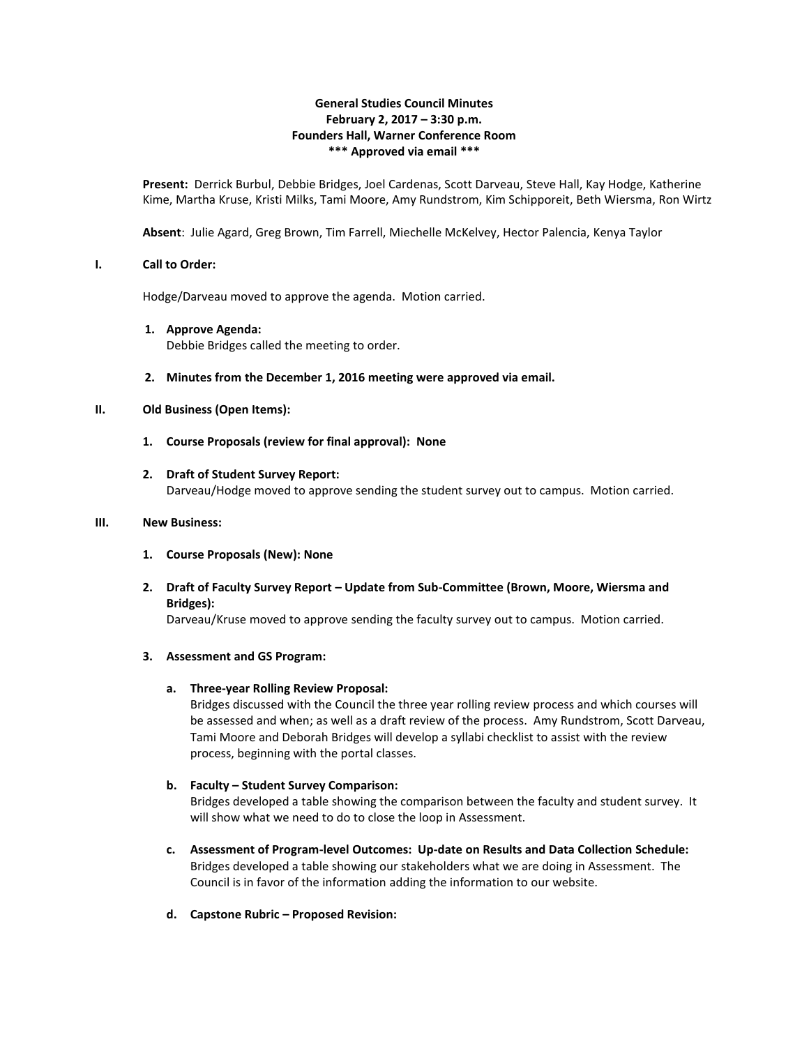**General Studies Council Minutes**
**February 2, 2017 – 3:30 p.m.**
**Founders Hall, Warner Conference Room**
**\*\*\* Approved via email \*\*\***

**Present:** Derrick Burbul, Debbie Bridges, Joel Cardenas, Scott Darveau, Steve Hall, Kay Hodge, Katherine Kime, Martha Kruse, Kristi Milks, Tami Moore, Amy Rundstrom, Kim Schipporeit, Beth Wiersma, Ron Wirtz

**Absent**: Julie Agard, Greg Brown, Tim Farrell, Miechelle McKelvey, Hector Palencia, Kenya Taylor

## I. Call to Order:

Hodge/Darveau moved to approve the agenda. Motion carried.

1. **Approve Agenda:**
   Debbie Bridges called the meeting to order.

2. **Minutes from the December 1, 2016 meeting were approved via email.**

## II. Old Business (Open Items):

1. **Course Proposals (review for final approval): None**

2. **Draft of Student Survey Report:**
   Darveau/Hodge moved to approve sending the student survey out to campus. Motion carried.

## III. New Business:

1. **Course Proposals (New): None**

2. **Draft of Faculty Survey Report – Update from Sub-Committee (Brown, Moore, Wiersma and Bridges):**
   Darveau/Kruse moved to approve sending the faculty survey out to campus. Motion carried.

3. **Assessment and GS Program:**

   a. **Three-year Rolling Review Proposal:**
   Bridges discussed with the Council the three year rolling review process and which courses will be assessed and when; as well as a draft review of the process. Amy Rundstrom, Scott Darveau, Tami Moore and Deborah Bridges will develop a syllabi checklist to assist with the review process, beginning with the portal classes.

   b. **Faculty – Student Survey Comparison:**
   Bridges developed a table showing the comparison between the faculty and student survey. It will show what we need to do to close the loop in Assessment.

   c. **Assessment of Program-level Outcomes: Up-date on Results and Data Collection Schedule:**
   Bridges developed a table showing our stakeholders what we are doing in Assessment. The Council is in favor of the information adding the information to our website.

   d. **Capstone Rubric – Proposed Revision:**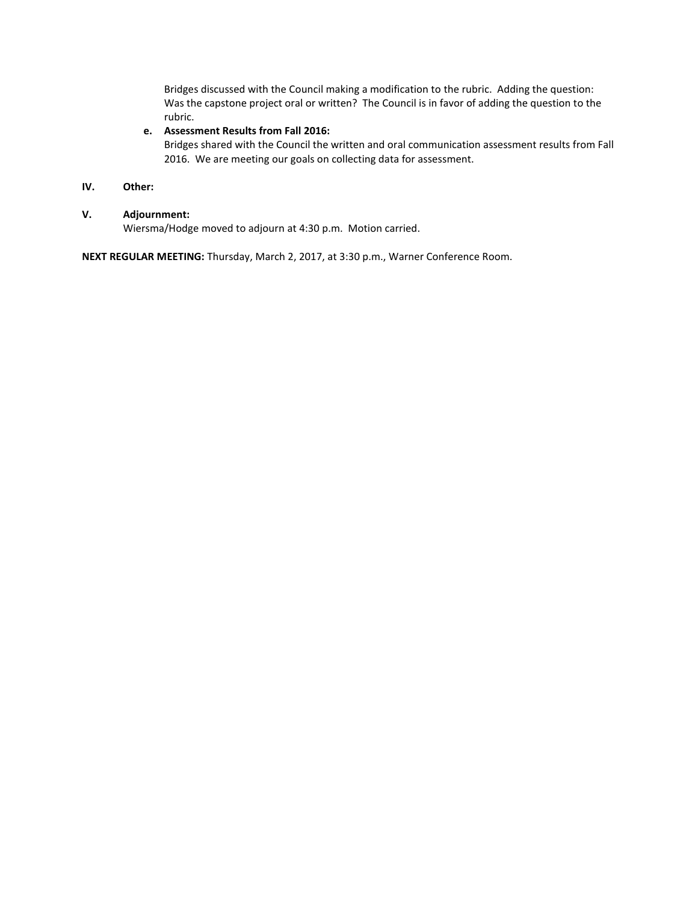Bridges discussed with the Council making a modification to the rubric. Adding the question: Was the capstone project oral or written? The Council is in favor of adding the question to the rubric.

**e. Assessment Results from Fall 2016:**
Bridges shared with the Council the written and oral communication assessment results from Fall 2016. We are meeting our goals on collecting data for assessment.

**IV. Other:**

**V. Adjournment:**
Wiersma/Hodge moved to adjourn at 4:30 p.m. Motion carried.

**NEXT REGULAR MEETING:** Thursday, March 2, 2017, at 3:30 p.m., Warner Conference Room.